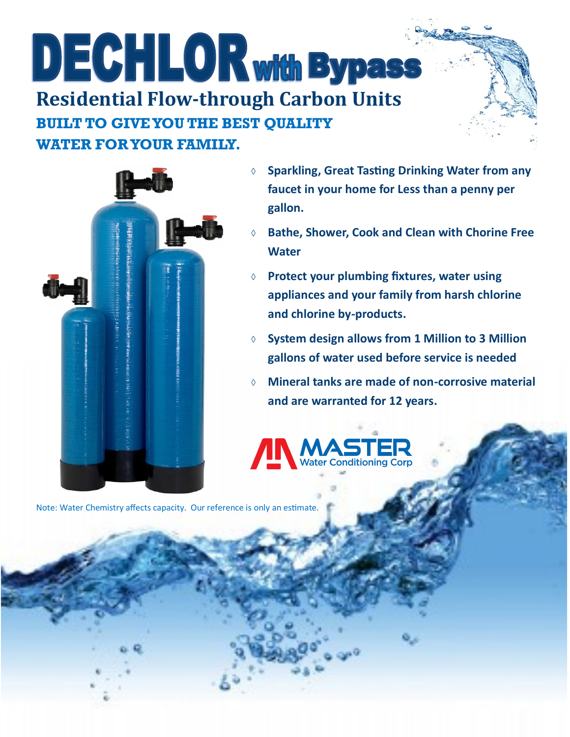# DECHLOR with Bypass

## Residential Flow-through Carbon Units

### BUILT TO GIVE YOU THE BEST QUALITY WATER FOR YOUR FAMILY.

- **Sparkling, Great Tasting Drinking Water from any faucet in your home for Less than a penny per gallon.**
- **Bathe, Shower, Cook and Clean with Chorine Free Water**
- **Protect your plumbing fixtures, water using appliances and your family from harsh chlorine and chlorine by-products.**
- **System design allows from 1 Million to 3 Million gallons of water used before service is needed**
- **Mineral tanks are made of non-corrosive material and are warranted for 12 years.**

MASTER Water Conditioning Corp

Note: Water Chemistry affects capacity. Our reference is only an estimate.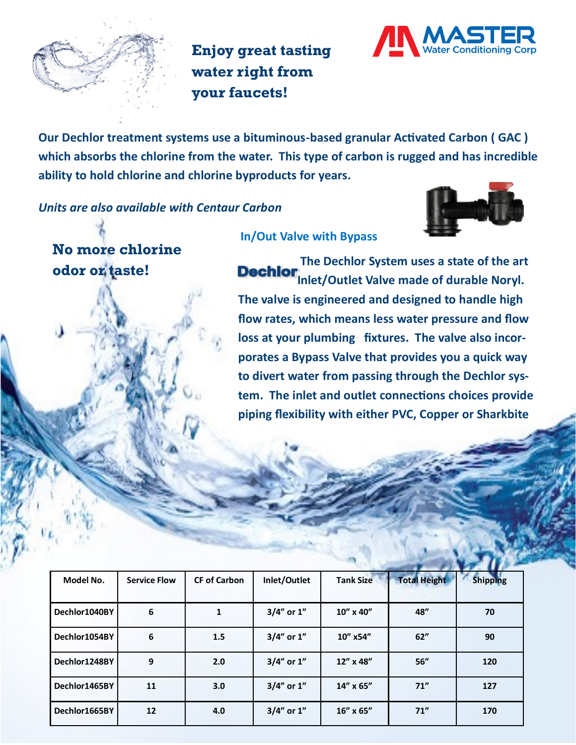## Enjoy great tasting water right from your faucets!

MASTER Water Conditioning Corp

**Our Dechlor treatment systems use a bituminous-based granular Activated Carbon ( GAC ) which absorbs the chlorine from the water. This type of carbon is rugged and has incredible ability to hold chlorine and chlorine byproducts for years.**

***Units are also available with Centaur Carbon***

### No more chlorine odor or taste!

**In/Out Valve with Bypass**

**Dechlor** **The Dechlor System uses a state of the art Inlet/Outlet Valve made of durable Noryl. The valve is engineered and designed to handle high flow rates, which means less water pressure and flow loss at your plumbing fixtures. The valve also incorporates a Bypass Valve that provides you a quick way to divert water from passing through the Dechlor system. The inlet and outlet connections choices provide piping flexibility with either PVC, Copper or Sharkbite**

| Model No. | Service Flow | CF of Carbon | Inlet/Outlet | Tank Size | Total Height | Shipping |
|---|---|---|---|---|---|---|
| Dechlor1040BY | 6 | 1 | 3/4" or 1" | 10" x 40" | 48" | 70 |
| Dechlor1054BY | 6 | 1.5 | 3/4" or 1" | 10" x54" | 62" | 90 |
| Dechlor1248BY | 9 | 2.0 | 3/4" or 1" | 12" x 48" | 56" | 120 |
| Dechlor1465BY | 11 | 3.0 | 3/4" or 1" | 14" x 65" | 71" | 127 |
| Dechlor1665BY | 12 | 4.0 | 3/4" or 1" | 16" x 65" | 71" | 170 |